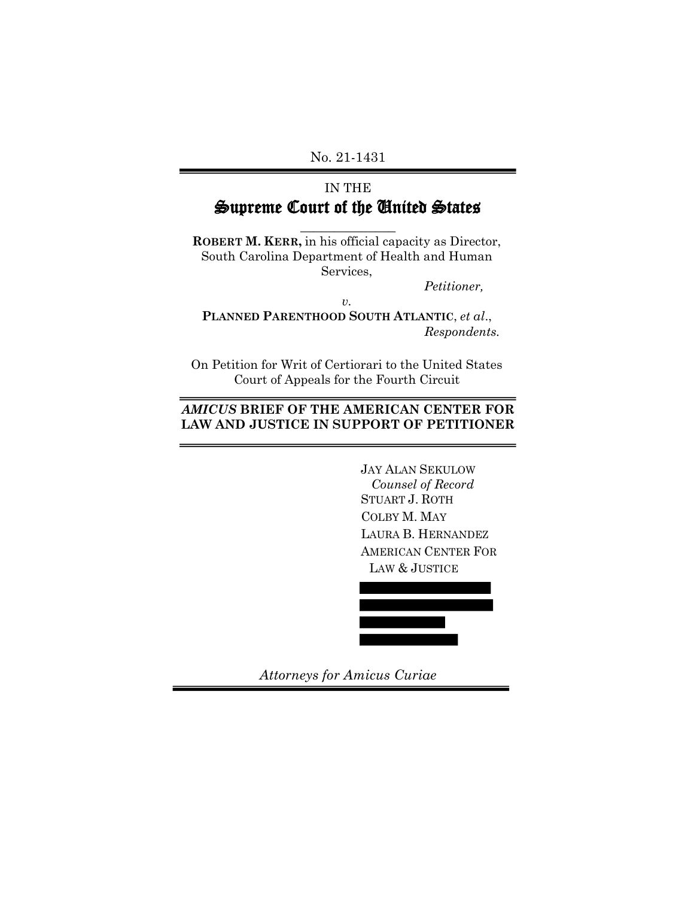No. 21-1431

IN THE

# Supreme Court of the United States

**ROBERT M. KERR,** in his official capacity as Director, South Carolina Department of Health and Human Services,

*Petitioner,*

*v.*

**PLANNED PARENTHOOD SOUTH ATLANTIC**, *et al*.,

*Respondents.*

On Petition for Writ of Certiorari to the United States Court of Appeals for the Fourth Circuit

## *AMICUS* BRIEF OF THE AMERICAN CENTER FOR LAW AND JUSTICE IN SUPPORT OF PETITIONER

JAY ALAN SEKULOW
*Counsel of Record*
STUART J. ROTH
COLBY M. MAY
LAURA B. HERNANDEZ
AMERICAN CENTER FOR LAW & JUSTICE

*Attorneys for Amicus Curiae*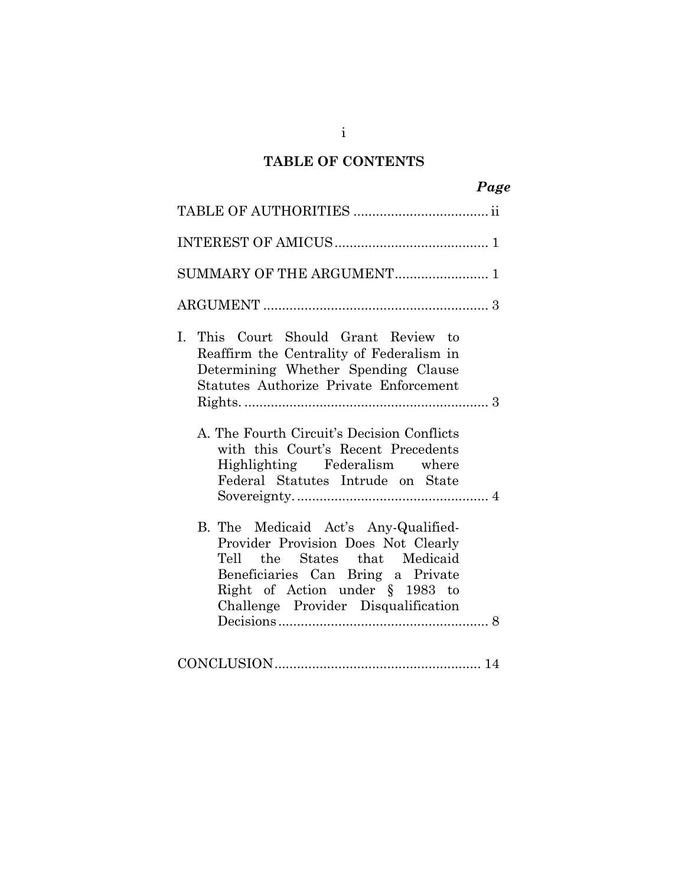## TABLE OF CONTENTS

| | Page |
|---|---|
| TABLE OF AUTHORITIES | ii |
| INTEREST OF AMICUS | 1 |
| SUMMARY OF THE ARGUMENT | 1 |
| ARGUMENT | 3 |
| I. This Court Should Grant Review to Reaffirm the Centrality of Federalism in Determining Whether Spending Clause Statutes Authorize Private Enforcement Rights. | 3 |
| A. The Fourth Circuit's Decision Conflicts with this Court's Recent Precedents Highlighting Federalism where Federal Statutes Intrude on State Sovereignty. | 4 |
| B. The Medicaid Act's Any-Qualified-Provider Provision Does Not Clearly Tell the States that Medicaid Beneficiaries Can Bring a Private Right of Action under § 1983 to Challenge Provider Disqualification Decisions | 8 |
| CONCLUSION | 14 |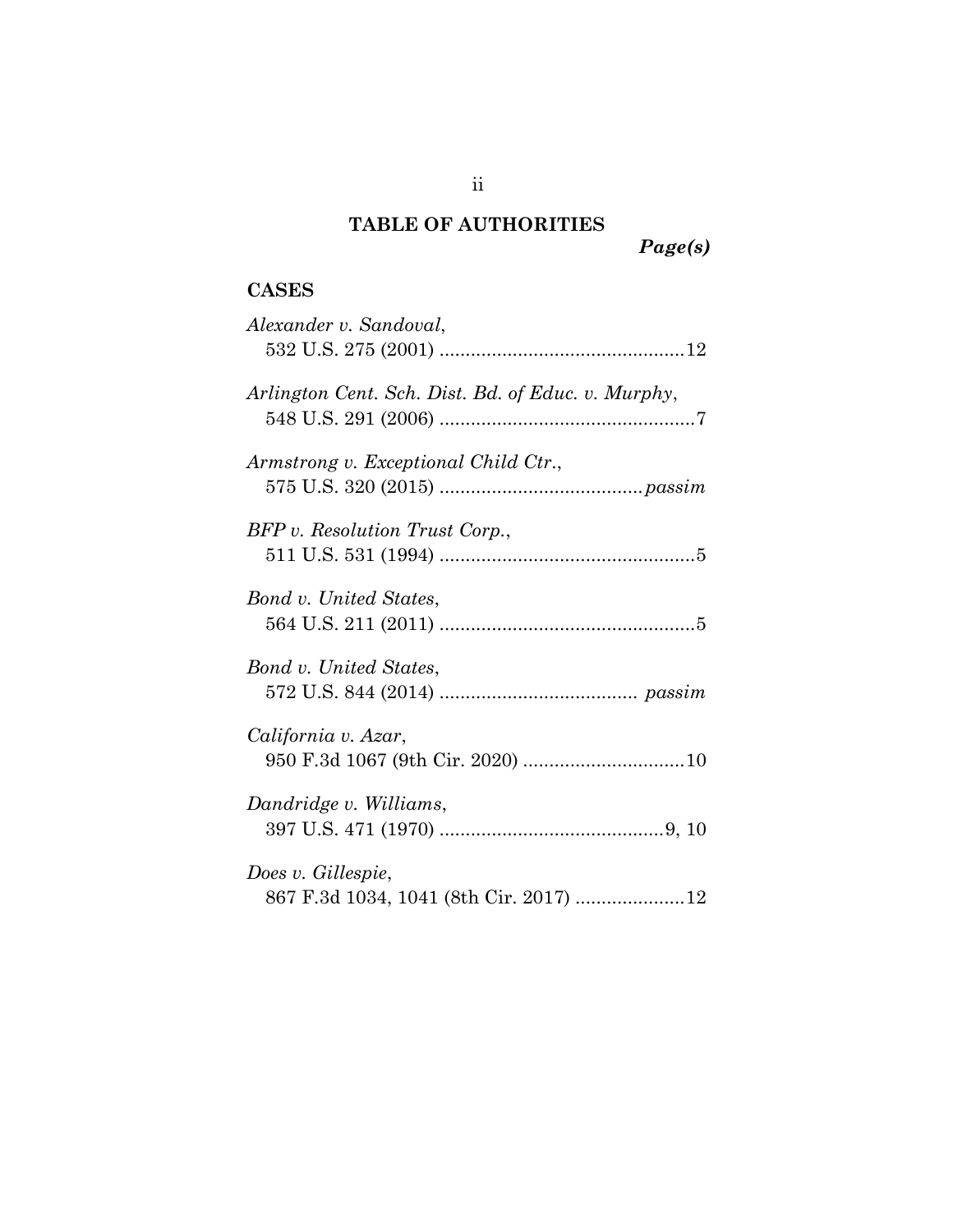# TABLE OF AUTHORITIES

*Page(s)*

## CASES

*Alexander v. Sandoval*,
532 U.S. 275 (2001) ...............................................12

*Arlington Cent. Sch. Dist. Bd. of Educ. v. Murphy*,
548 U.S. 291 (2006) .................................................7

*Armstrong v. Exceptional Child Ctr.*,
575 U.S. 320 (2015) ......................................*passim*

*BFP v. Resolution Trust Corp.*,
511 U.S. 531 (1994) .................................................5

*Bond v. United States*,
564 U.S. 211 (2011) .................................................5

*Bond v. United States*,
572 U.S. 844 (2014) ...................................... *passim*

*California v. Azar*,
950 F.3d 1067 (9th Cir. 2020) ...............................10

*Dandridge v. Williams*,
397 U.S. 471 (1970) ...........................................9, 10

*Does v. Gillespie*,
867 F.3d 1034, 1041 (8th Cir. 2017) ....................12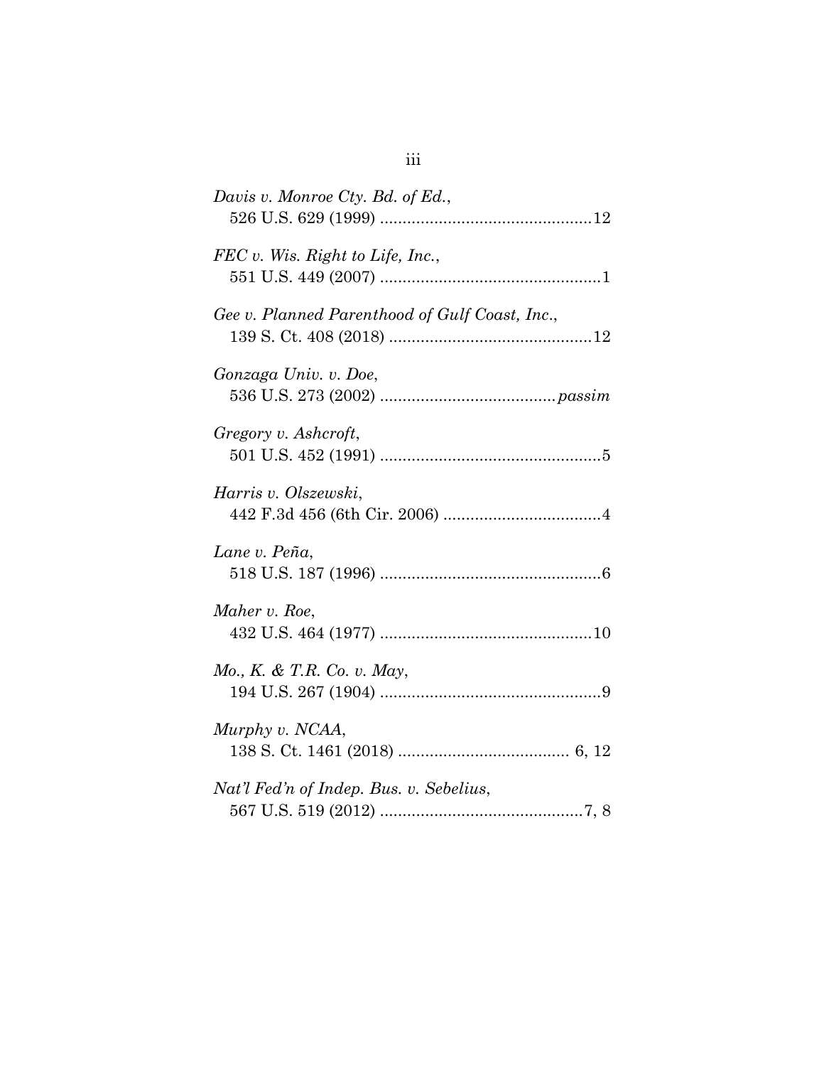*Davis v. Monroe Cty. Bd. of Ed.*,
526 U.S. 629 (1999) ...............................................12

*FEC v. Wis. Right to Life, Inc.*,
551 U.S. 449 (2007) .................................................1

*Gee v. Planned Parenthood of Gulf Coast, Inc.*,
139 S. Ct. 408 (2018) .............................................12

*Gonzaga Univ. v. Doe*,
536 U.S. 273 (2002) ......................................*passim*

*Gregory v. Ashcroft*,
501 U.S. 452 (1991) .................................................5

*Harris v. Olszewski*,
442 F.3d 456 (6th Cir. 2006) ...................................4

*Lane v. Peña*,
518 U.S. 187 (1996) .................................................6

*Maher v. Roe*,
432 U.S. 464 (1977) ...............................................10

*Mo., K. & T.R. Co. v. May*,
194 U.S. 267 (1904) .................................................9

*Murphy v. NCAA*,
138 S. Ct. 1461 (2018) ...................................... 6, 12

*Nat'l Fed'n of Indep. Bus. v. Sebelius*,
567 U.S. 519 (2012) .............................................7, 8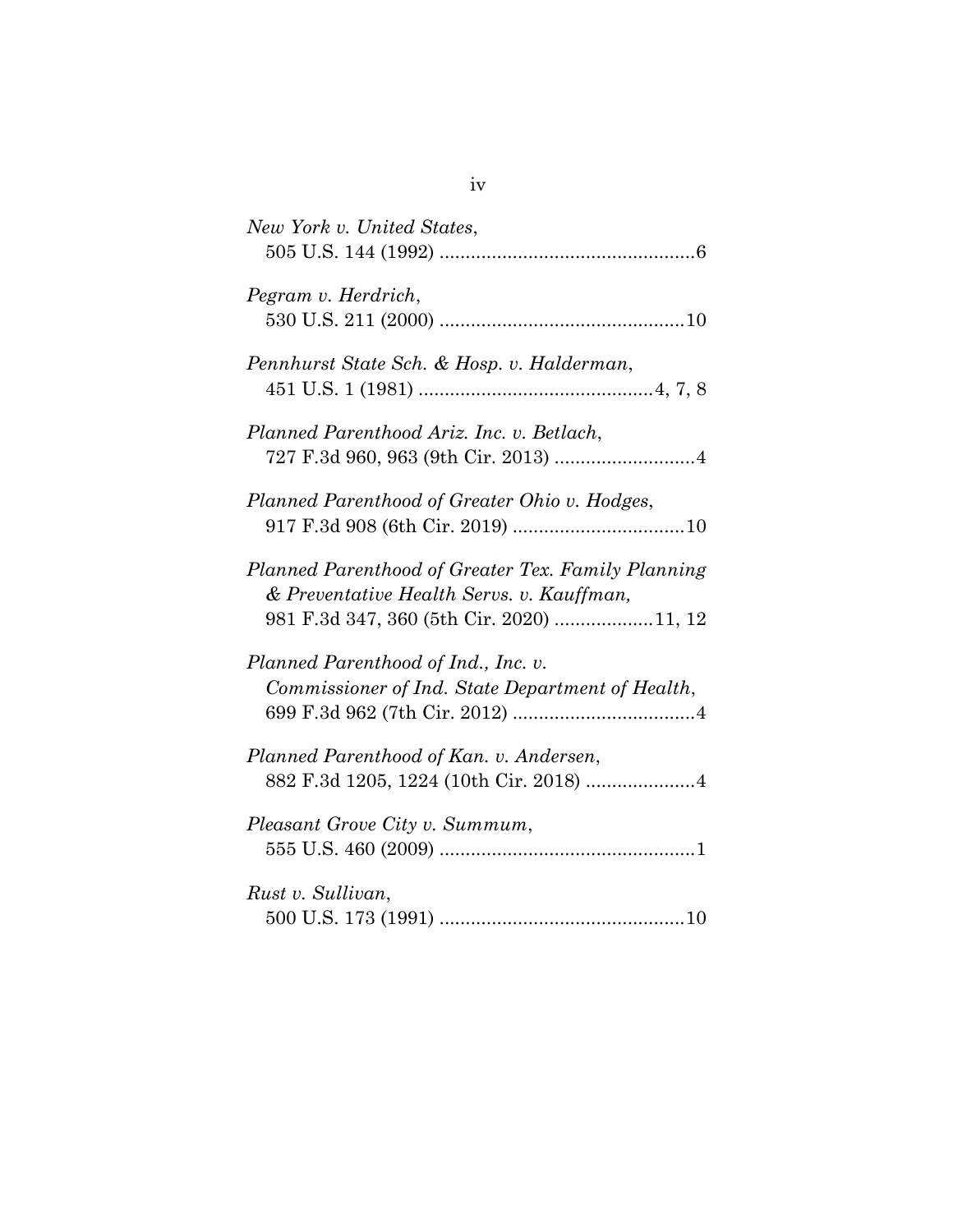*New York v. United States*,
505 U.S. 144 (1992) ................................................6

*Pegram v. Herdrich*,
530 U.S. 211 (2000) ..............................................10

*Pennhurst State Sch. & Hosp. v. Halderman*,
451 U.S. 1 (1981) ............................................4, 7, 8

*Planned Parenthood Ariz. Inc. v. Betlach*,
727 F.3d 960, 963 (9th Cir. 2013) ..........................4

*Planned Parenthood of Greater Ohio v. Hodges*,
917 F.3d 908 (6th Cir. 2019) ................................10

*Planned Parenthood of Greater Tex. Family Planning & Preventative Health Servs. v. Kauffman,*
981 F.3d 347, 360 (5th Cir. 2020) ..................11, 12

*Planned Parenthood of Ind., Inc. v. Commissioner of Ind. State Department of Health*,
699 F.3d 962 (7th Cir. 2012) ..................................4

*Planned Parenthood of Kan. v. Andersen*,
882 F.3d 1205, 1224 (10th Cir. 2018) ....................4

*Pleasant Grove City v. Summum*,
555 U.S. 460 (2009) ................................................1

*Rust v. Sullivan*,
500 U.S. 173 (1991) ..............................................10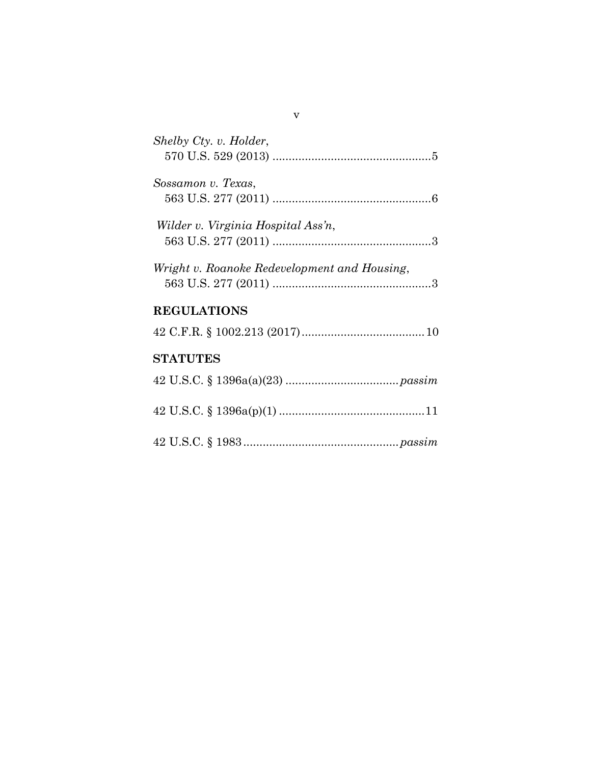*Shelby Cty. v. Holder*,
570 U.S. 529 (2013) ................................................5

*Sossamon v. Texas*,
563 U.S. 277 (2011) ................................................6

*Wilder v. Virginia Hospital Ass'n*,
563 U.S. 277 (2011) ................................................3

*Wright v. Roanoke Redevelopment and Housing*,
563 U.S. 277 (2011) ................................................3

## REGULATIONS

42 C.F.R. § 1002.213 (2017)......................................10

## STATUTES

42 U.S.C. § 1396a(a)(23) ..................................*passim*

42 U.S.C. § 1396a(p)(1) .............................................11

42 U.S.C. § 1983...............................................*passim*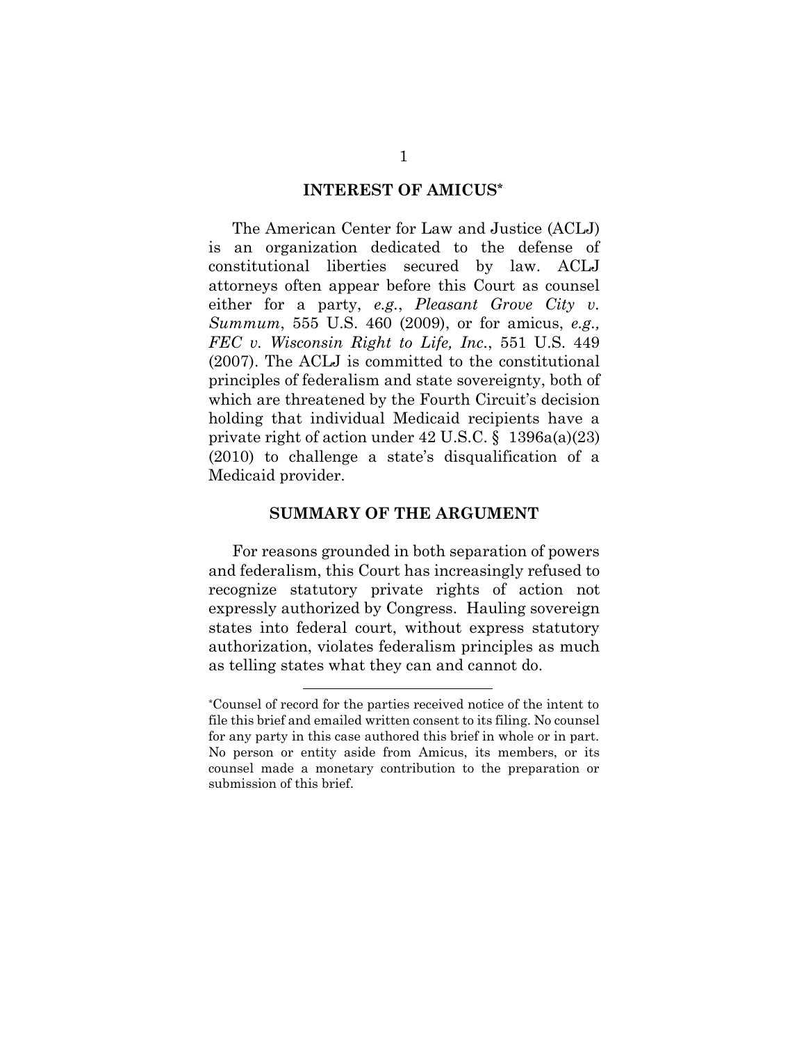## INTEREST OF AMICUS*

The American Center for Law and Justice (ACLJ) is an organization dedicated to the defense of constitutional liberties secured by law. ACLJ attorneys often appear before this Court as counsel either for a party, *e.g.*, *Pleasant Grove City v. Summum*, 555 U.S. 460 (2009), or for amicus, *e.g., FEC v. Wisconsin Right to Life, Inc.*, 551 U.S. 449 (2007). The ACLJ is committed to the constitutional principles of federalism and state sovereignty, both of which are threatened by the Fourth Circuit's decision holding that individual Medicaid recipients have a private right of action under 42 U.S.C. § 1396a(a)(23) (2010) to challenge a state's disqualification of a Medicaid provider.

## SUMMARY OF THE ARGUMENT

For reasons grounded in both separation of powers and federalism, this Court has increasingly refused to recognize statutory private rights of action not expressly authorized by Congress. Hauling sovereign states into federal court, without express statutory authorization, violates federalism principles as much as telling states what they can and cannot do.

*Counsel of record for the parties received notice of the intent to file this brief and emailed written consent to its filing. No counsel for any party in this case authored this brief in whole or in part. No person or entity aside from Amicus, its members, or its counsel made a monetary contribution to the preparation or submission of this brief.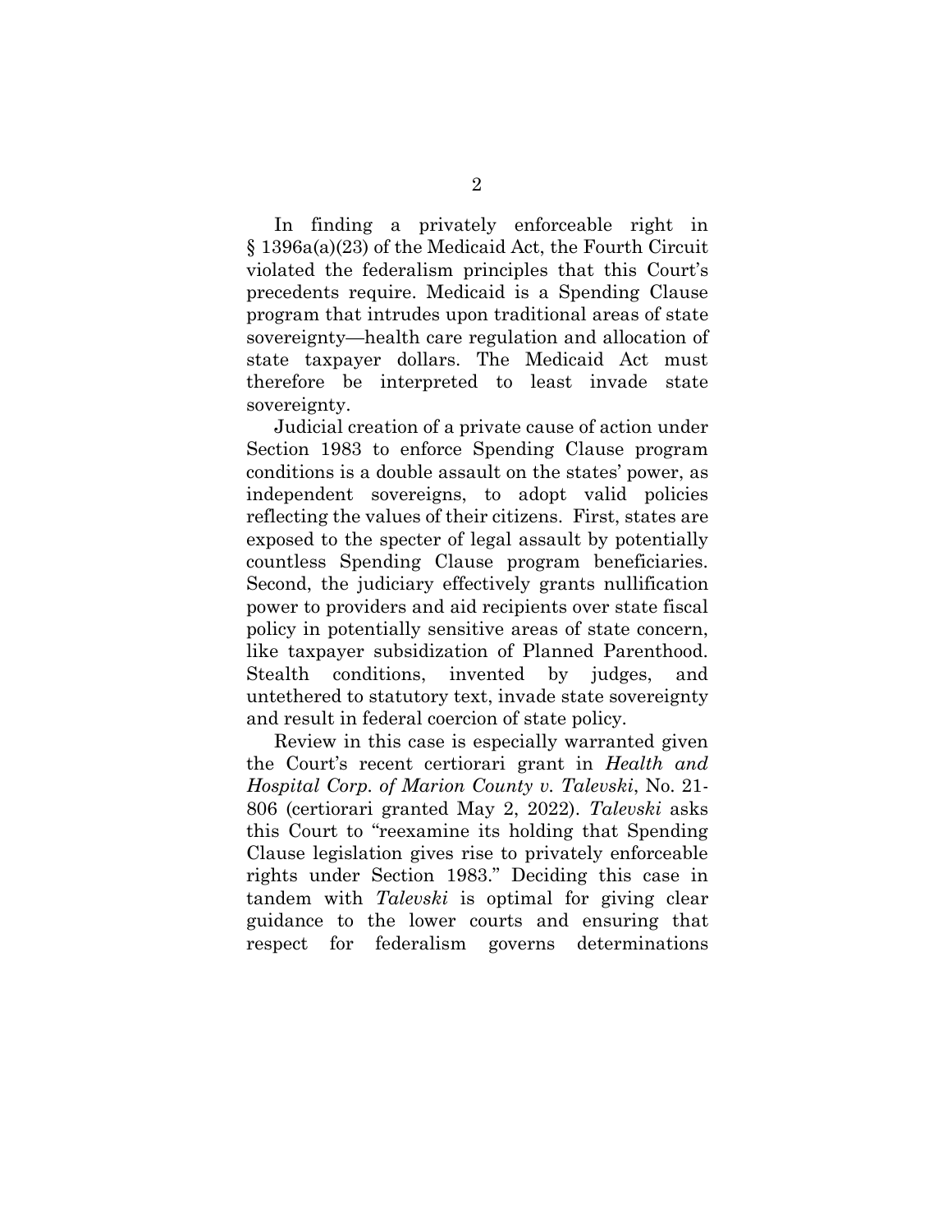In finding a privately enforceable right in § 1396a(a)(23) of the Medicaid Act, the Fourth Circuit violated the federalism principles that this Court's precedents require. Medicaid is a Spending Clause program that intrudes upon traditional areas of state sovereignty—health care regulation and allocation of state taxpayer dollars. The Medicaid Act must therefore be interpreted to least invade state sovereignty.

Judicial creation of a private cause of action under Section 1983 to enforce Spending Clause program conditions is a double assault on the states' power, as independent sovereigns, to adopt valid policies reflecting the values of their citizens. First, states are exposed to the specter of legal assault by potentially countless Spending Clause program beneficiaries. Second, the judiciary effectively grants nullification power to providers and aid recipients over state fiscal policy in potentially sensitive areas of state concern, like taxpayer subsidization of Planned Parenthood. Stealth conditions, invented by judges, and untethered to statutory text, invade state sovereignty and result in federal coercion of state policy.

Review in this case is especially warranted given the Court's recent certiorari grant in *Health and Hospital Corp. of Marion County v. Talevski*, No. 21-806 (certiorari granted May 2, 2022). *Talevski* asks this Court to "reexamine its holding that Spending Clause legislation gives rise to privately enforceable rights under Section 1983." Deciding this case in tandem with *Talevski* is optimal for giving clear guidance to the lower courts and ensuring that respect for federalism governs determinations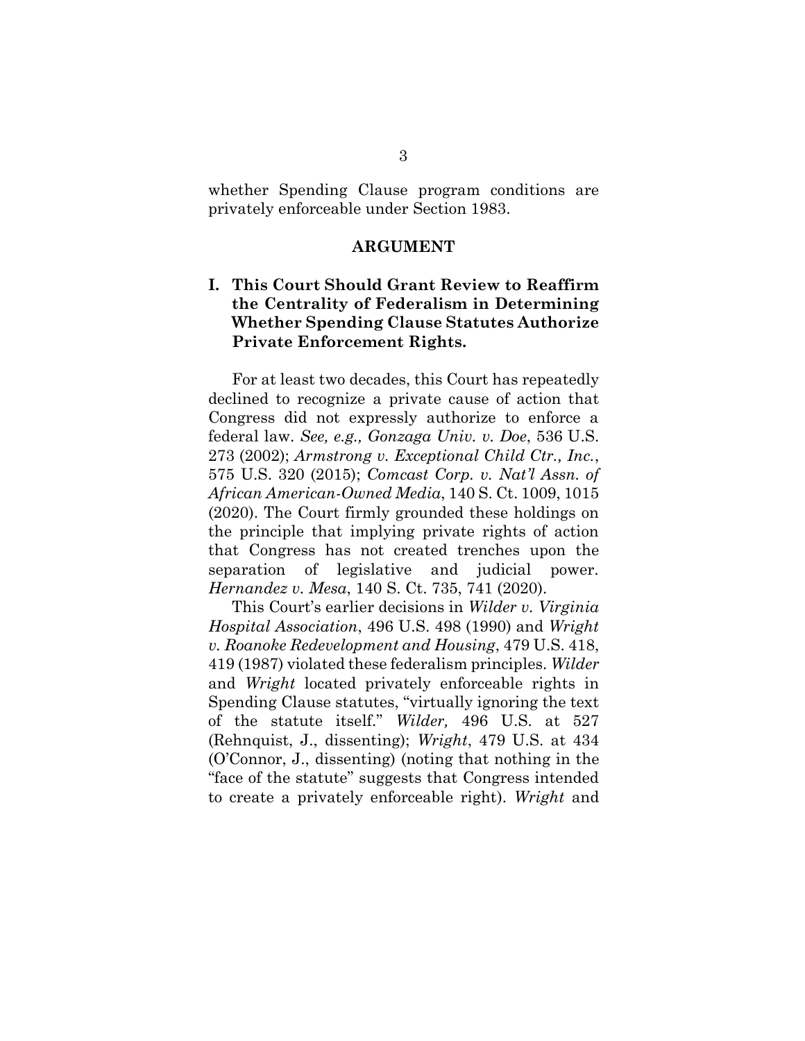whether Spending Clause program conditions are privately enforceable under Section 1983.

## ARGUMENT

### I. This Court Should Grant Review to Reaffirm the Centrality of Federalism in Determining Whether Spending Clause Statutes Authorize Private Enforcement Rights.

For at least two decades, this Court has repeatedly declined to recognize a private cause of action that Congress did not expressly authorize to enforce a federal law. *See, e.g., Gonzaga Univ. v. Doe*, 536 U.S. 273 (2002); *Armstrong v. Exceptional Child Ctr., Inc.*, 575 U.S. 320 (2015); *Comcast Corp. v. Nat'l Assn. of African American-Owned Media*, 140 S. Ct. 1009, 1015 (2020). The Court firmly grounded these holdings on the principle that implying private rights of action that Congress has not created trenches upon the separation of legislative and judicial power. *Hernandez v. Mesa*, 140 S. Ct. 735, 741 (2020).

This Court's earlier decisions in *Wilder v. Virginia Hospital Association*, 496 U.S. 498 (1990) and *Wright v. Roanoke Redevelopment and Housing*, 479 U.S. 418, 419 (1987) violated these federalism principles. *Wilder* and *Wright* located privately enforceable rights in Spending Clause statutes, "virtually ignoring the text of the statute itself." *Wilder,* 496 U.S. at 527 (Rehnquist, J., dissenting); *Wright*, 479 U.S. at 434 (O'Connor, J., dissenting) (noting that nothing in the "face of the statute" suggests that Congress intended to create a privately enforceable right). *Wright* and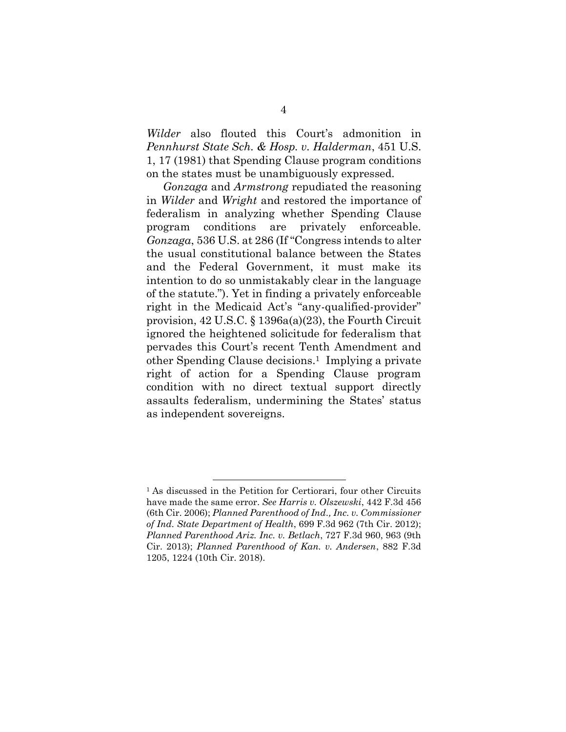*Wilder* also flouted this Court's admonition in *Pennhurst State Sch. & Hosp. v. Halderman*, 451 U.S. 1, 17 (1981) that Spending Clause program conditions on the states must be unambiguously expressed.

*Gonzaga* and *Armstrong* repudiated the reasoning in *Wilder* and *Wright* and restored the importance of federalism in analyzing whether Spending Clause program conditions are privately enforceable. *Gonzaga*, 536 U.S. at 286 (If "Congress intends to alter the usual constitutional balance between the States and the Federal Government, it must make its intention to do so unmistakably clear in the language of the statute."). Yet in finding a privately enforceable right in the Medicaid Act's "any-qualified-provider" provision, 42 U.S.C. § 1396a(a)(23), the Fourth Circuit ignored the heightened solicitude for federalism that pervades this Court's recent Tenth Amendment and other Spending Clause decisions.[1] Implying a private right of action for a Spending Clause program condition with no direct textual support directly assaults federalism, undermining the States' status as independent sovereigns.

---

[1] As discussed in the Petition for Certiorari, four other Circuits have made the same error. *See Harris v. Olszewski*, 442 F.3d 456 (6th Cir. 2006); *Planned Parenthood of Ind., Inc. v. Commissioner of Ind. State Department of Health*, 699 F.3d 962 (7th Cir. 2012); *Planned Parenthood Ariz. Inc. v. Betlach*, 727 F.3d 960, 963 (9th Cir. 2013); *Planned Parenthood of Kan. v. Andersen*, 882 F.3d 1205, 1224 (10th Cir. 2018).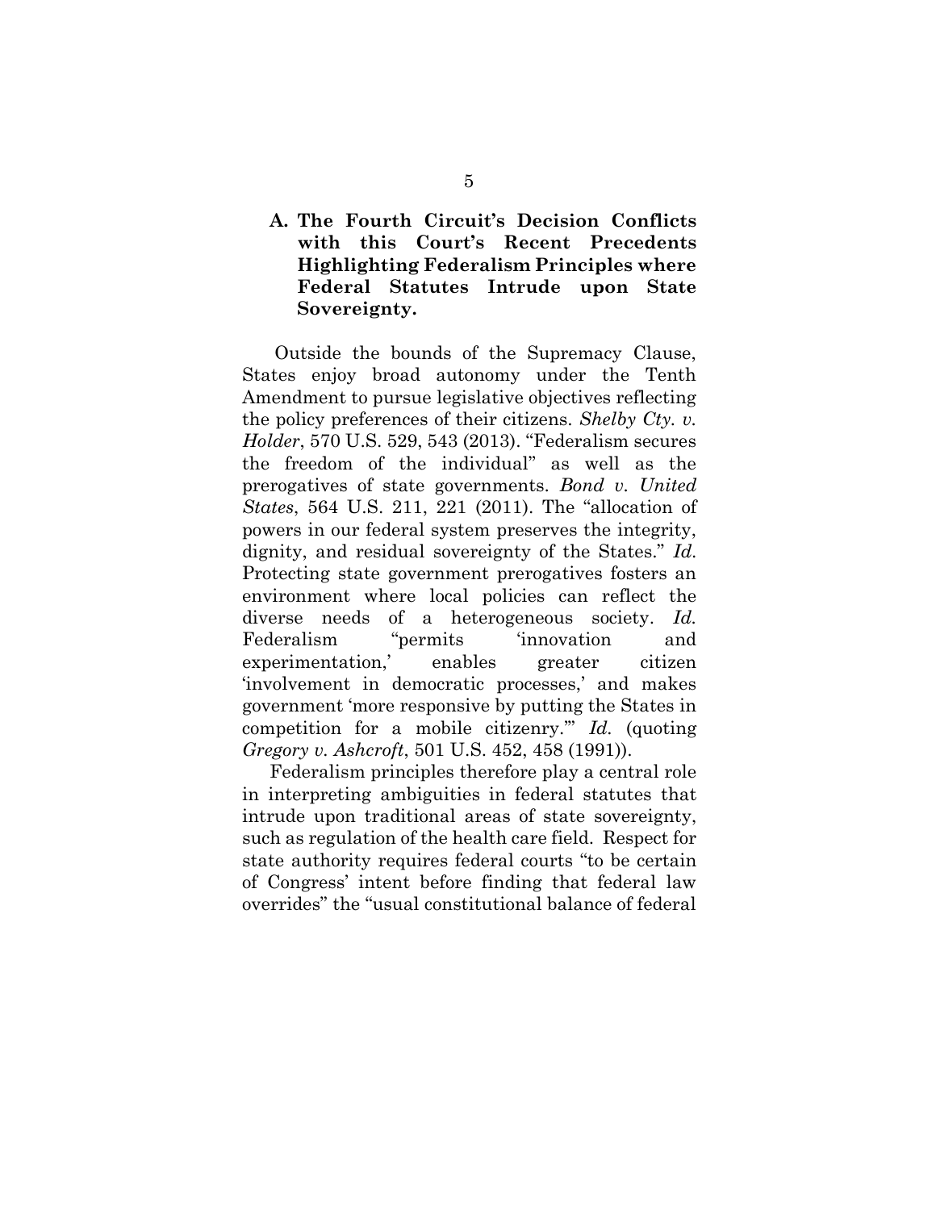### A. The Fourth Circuit's Decision Conflicts with this Court's Recent Precedents Highlighting Federalism Principles where Federal Statutes Intrude upon State Sovereignty.

Outside the bounds of the Supremacy Clause, States enjoy broad autonomy under the Tenth Amendment to pursue legislative objectives reflecting the policy preferences of their citizens. *Shelby Cty. v. Holder*, 570 U.S. 529, 543 (2013). "Federalism secures the freedom of the individual" as well as the prerogatives of state governments. *Bond v. United States*, 564 U.S. 211, 221 (2011). The "allocation of powers in our federal system preserves the integrity, dignity, and residual sovereignty of the States." *Id.* Protecting state government prerogatives fosters an environment where local policies can reflect the diverse needs of a heterogeneous society. *Id.* Federalism "permits 'innovation and experimentation,' enables greater citizen 'involvement in democratic processes,' and makes government 'more responsive by putting the States in competition for a mobile citizenry.'" *Id.* (quoting *Gregory v. Ashcroft*, 501 U.S. 452, 458 (1991)).

Federalism principles therefore play a central role in interpreting ambiguities in federal statutes that intrude upon traditional areas of state sovereignty, such as regulation of the health care field. Respect for state authority requires federal courts "to be certain of Congress' intent before finding that federal law overrides" the "usual constitutional balance of federal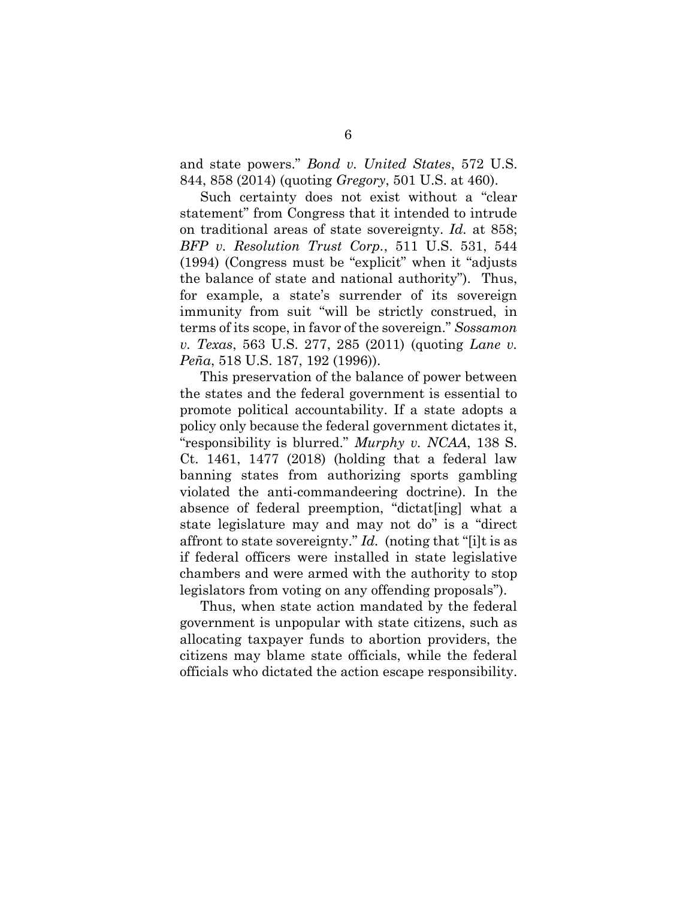and state powers." *Bond v. United States*, 572 U.S. 844, 858 (2014) (quoting *Gregory*, 501 U.S. at 460).

Such certainty does not exist without a "clear statement" from Congress that it intended to intrude on traditional areas of state sovereignty. *Id.* at 858; *BFP v. Resolution Trust Corp.*, 511 U.S. 531, 544 (1994) (Congress must be "explicit" when it "adjusts the balance of state and national authority"). Thus, for example, a state's surrender of its sovereign immunity from suit "will be strictly construed, in terms of its scope, in favor of the sovereign." *Sossamon v. Texas*, 563 U.S. 277, 285 (2011) (quoting *Lane v. Peña*, 518 U.S. 187, 192 (1996)).

This preservation of the balance of power between the states and the federal government is essential to promote political accountability. If a state adopts a policy only because the federal government dictates it, "responsibility is blurred." *Murphy v. NCAA*, 138 S. Ct. 1461, 1477 (2018) (holding that a federal law banning states from authorizing sports gambling violated the anti-commandeering doctrine). In the absence of federal preemption, "dictat[ing] what a state legislature may and may not do" is a "direct affront to state sovereignty." *Id.* (noting that "[i]t is as if federal officers were installed in state legislative chambers and were armed with the authority to stop legislators from voting on any offending proposals").

Thus, when state action mandated by the federal government is unpopular with state citizens, such as allocating taxpayer funds to abortion providers, the citizens may blame state officials, while the federal officials who dictated the action escape responsibility.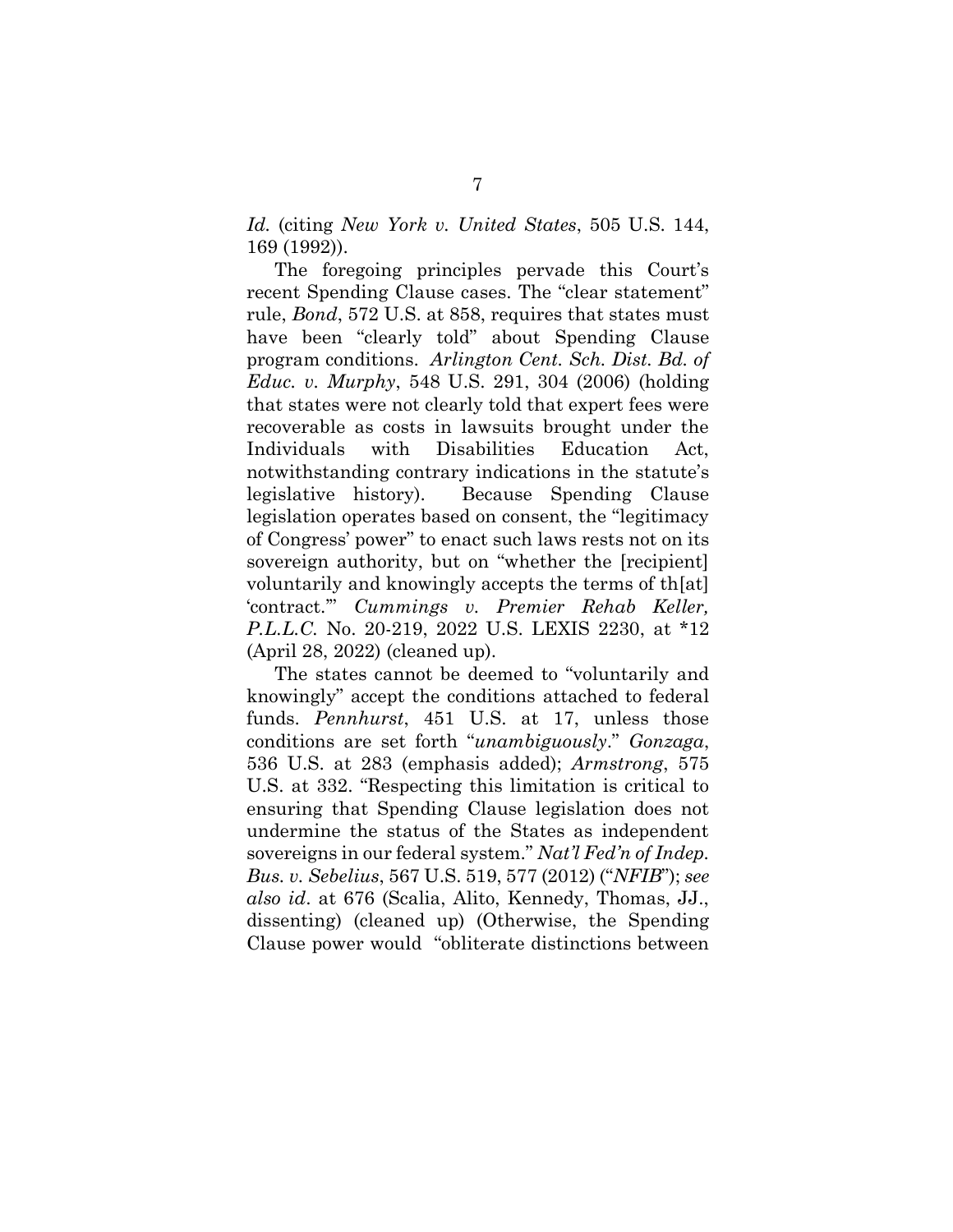*Id.* (citing *New York v. United States*, 505 U.S. 144, 169 (1992)).

The foregoing principles pervade this Court's recent Spending Clause cases. The "clear statement" rule, *Bond*, 572 U.S. at 858, requires that states must have been "clearly told" about Spending Clause program conditions. *Arlington Cent. Sch. Dist. Bd. of Educ. v. Murphy*, 548 U.S. 291, 304 (2006) (holding that states were not clearly told that expert fees were recoverable as costs in lawsuits brought under the Individuals with Disabilities Education Act, notwithstanding contrary indications in the statute's legislative history). Because Spending Clause legislation operates based on consent, the "legitimacy of Congress' power" to enact such laws rests not on its sovereign authority, but on "whether the [recipient] voluntarily and knowingly accepts the terms of th[at] 'contract.'" *Cummings v. Premier Rehab Keller, P.L.L.C.* No. 20-219, 2022 U.S. LEXIS 2230, at *12 (April 28, 2022) (cleaned up).

The states cannot be deemed to "voluntarily and knowingly" accept the conditions attached to federal funds. *Pennhurst*, 451 U.S. at 17, unless those conditions are set forth "*unambiguously*." *Gonzaga*, 536 U.S. at 283 (emphasis added); *Armstrong*, 575 U.S. at 332. "Respecting this limitation is critical to ensuring that Spending Clause legislation does not undermine the status of the States as independent sovereigns in our federal system." *Nat'l Fed'n of Indep. Bus. v. Sebelius*, 567 U.S. 519, 577 (2012) ("*NFIB*"); *see also id*. at 676 (Scalia, Alito, Kennedy, Thomas, JJ., dissenting) (cleaned up) (Otherwise, the Spending Clause power would "obliterate distinctions between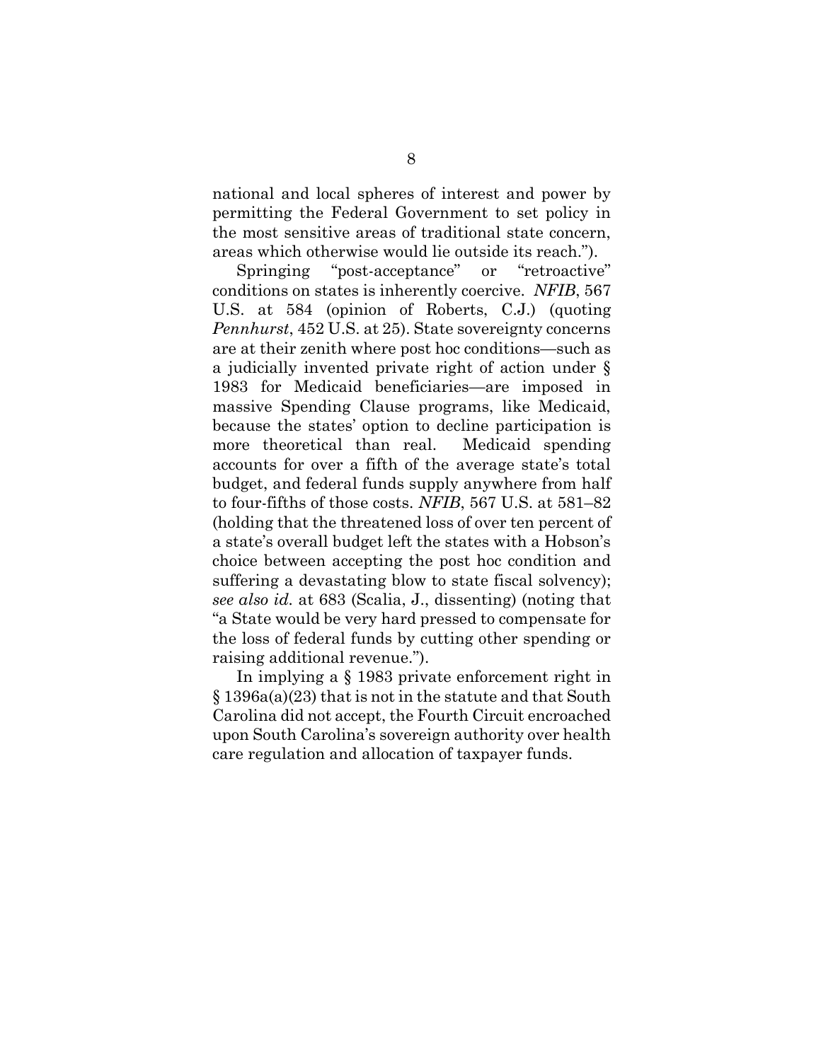national and local spheres of interest and power by permitting the Federal Government to set policy in the most sensitive areas of traditional state concern, areas which otherwise would lie outside its reach.").

Springing "post-acceptance" or "retroactive" conditions on states is inherently coercive. *NFIB*, 567 U.S. at 584 (opinion of Roberts, C.J.) (quoting *Pennhurst*, 452 U.S. at 25). State sovereignty concerns are at their zenith where post hoc conditions—such as a judicially invented private right of action under § 1983 for Medicaid beneficiaries—are imposed in massive Spending Clause programs, like Medicaid, because the states' option to decline participation is more theoretical than real. Medicaid spending accounts for over a fifth of the average state's total budget, and federal funds supply anywhere from half to four-fifths of those costs. *NFIB*, 567 U.S. at 581–82 (holding that the threatened loss of over ten percent of a state's overall budget left the states with a Hobson's choice between accepting the post hoc condition and suffering a devastating blow to state fiscal solvency); *see also id.* at 683 (Scalia, J., dissenting) (noting that "a State would be very hard pressed to compensate for the loss of federal funds by cutting other spending or raising additional revenue.").

In implying a § 1983 private enforcement right in § 1396a(a)(23) that is not in the statute and that South Carolina did not accept, the Fourth Circuit encroached upon South Carolina's sovereign authority over health care regulation and allocation of taxpayer funds.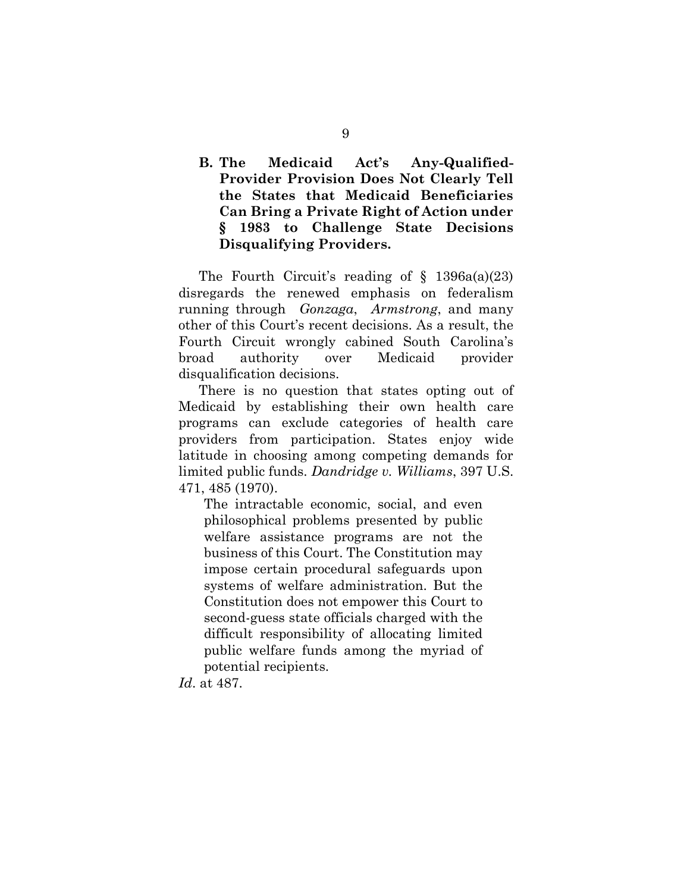### B. The Medicaid Act's Any-Qualified-Provider Provision Does Not Clearly Tell the States that Medicaid Beneficiaries Can Bring a Private Right of Action under § 1983 to Challenge State Decisions Disqualifying Providers.

The Fourth Circuit's reading of § 1396a(a)(23) disregards the renewed emphasis on federalism running through *Gonzaga*, *Armstrong*, and many other of this Court's recent decisions. As a result, the Fourth Circuit wrongly cabined South Carolina's broad authority over Medicaid provider disqualification decisions.

There is no question that states opting out of Medicaid by establishing their own health care programs can exclude categories of health care providers from participation. States enjoy wide latitude in choosing among competing demands for limited public funds. *Dandridge v. Williams*, 397 U.S. 471, 485 (1970).

> The intractable economic, social, and even philosophical problems presented by public welfare assistance programs are not the business of this Court. The Constitution may impose certain procedural safeguards upon systems of welfare administration. But the Constitution does not empower this Court to second-guess state officials charged with the difficult responsibility of allocating limited public welfare funds among the myriad of potential recipients.

*Id*. at 487.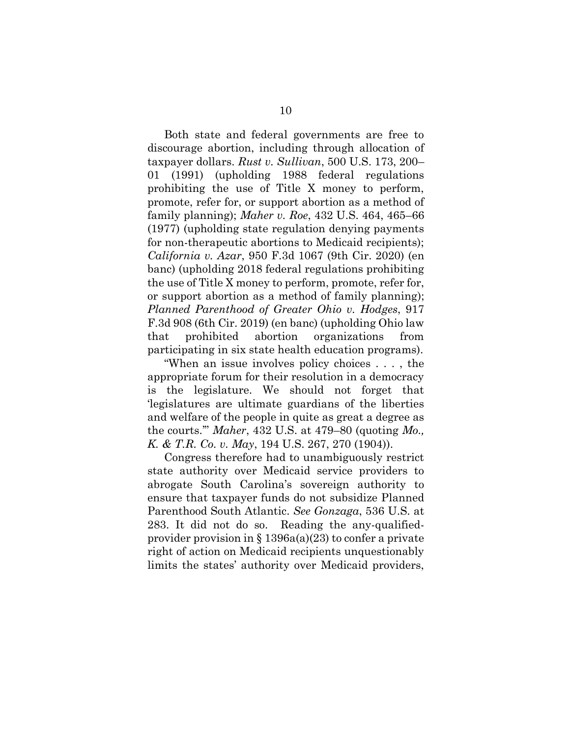Both state and federal governments are free to discourage abortion, including through allocation of taxpayer dollars. *Rust v. Sullivan*, 500 U.S. 173, 200–01 (1991) (upholding 1988 federal regulations prohibiting the use of Title X money to perform, promote, refer for, or support abortion as a method of family planning); *Maher v. Roe*, 432 U.S. 464, 465–66 (1977) (upholding state regulation denying payments for non-therapeutic abortions to Medicaid recipients); *California v. Azar*, 950 F.3d 1067 (9th Cir. 2020) (en banc) (upholding 2018 federal regulations prohibiting the use of Title X money to perform, promote, refer for, or support abortion as a method of family planning); *Planned Parenthood of Greater Ohio v. Hodges*, 917 F.3d 908 (6th Cir. 2019) (en banc) (upholding Ohio law that prohibited abortion organizations from participating in six state health education programs).

"When an issue involves policy choices . . . , the appropriate forum for their resolution in a democracy is the legislature. We should not forget that 'legislatures are ultimate guardians of the liberties and welfare of the people in quite as great a degree as the courts.'" *Maher*, 432 U.S. at 479–80 (quoting *Mo., K. & T.R. Co. v. May*, 194 U.S. 267, 270 (1904)).

Congress therefore had to unambiguously restrict state authority over Medicaid service providers to abrogate South Carolina's sovereign authority to ensure that taxpayer funds do not subsidize Planned Parenthood South Atlantic. *See Gonzaga*, 536 U.S. at 283. It did not do so. Reading the any-qualified-provider provision in § 1396a(a)(23) to confer a private right of action on Medicaid recipients unquestionably limits the states' authority over Medicaid providers,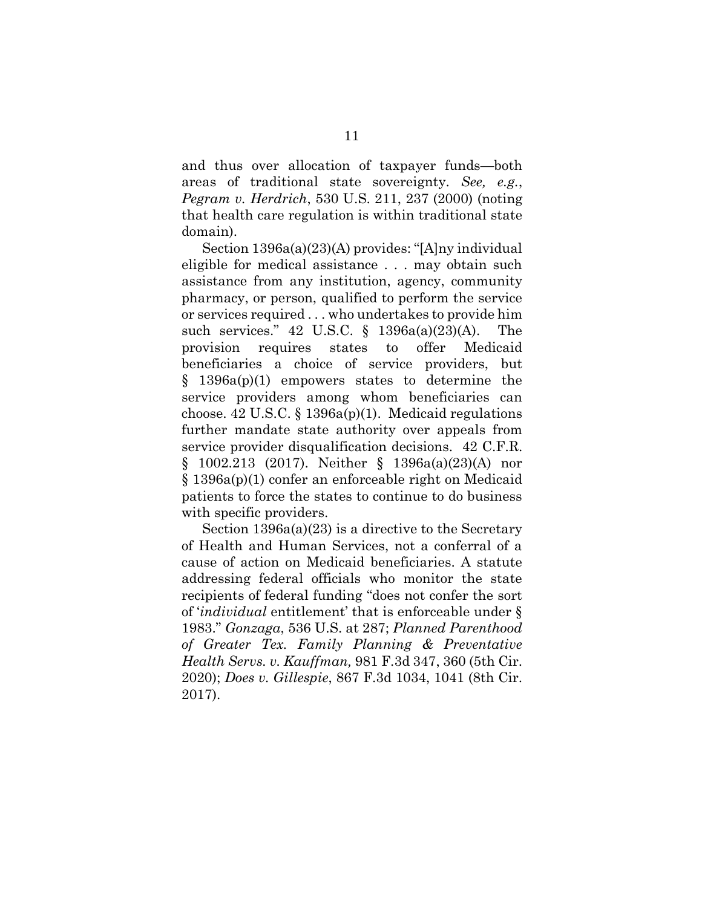and thus over allocation of taxpayer funds—both areas of traditional state sovereignty. *See, e.g.*, *Pegram v. Herdrich*, 530 U.S. 211, 237 (2000) (noting that health care regulation is within traditional state domain).

Section 1396a(a)(23)(A) provides: "[A]ny individual eligible for medical assistance . . . may obtain such assistance from any institution, agency, community pharmacy, or person, qualified to perform the service or services required . . . who undertakes to provide him such services." 42 U.S.C. § 1396a(a)(23)(A). The provision requires states to offer Medicaid beneficiaries a choice of service providers, but § 1396a(p)(1) empowers states to determine the service providers among whom beneficiaries can choose. 42 U.S.C. § 1396a(p)(1). Medicaid regulations further mandate state authority over appeals from service provider disqualification decisions. 42 C.F.R. § 1002.213 (2017). Neither § 1396a(a)(23)(A) nor § 1396a(p)(1) confer an enforceable right on Medicaid patients to force the states to continue to do business with specific providers.

Section 1396a(a)(23) is a directive to the Secretary of Health and Human Services, not a conferral of a cause of action on Medicaid beneficiaries. A statute addressing federal officials who monitor the state recipients of federal funding "does not confer the sort of '*individual* entitlement' that is enforceable under § 1983." *Gonzaga*, 536 U.S. at 287; *Planned Parenthood of Greater Tex. Family Planning & Preventative Health Servs. v. Kauffman,* 981 F.3d 347, 360 (5th Cir. 2020); *Does v. Gillespie*, 867 F.3d 1034, 1041 (8th Cir. 2017).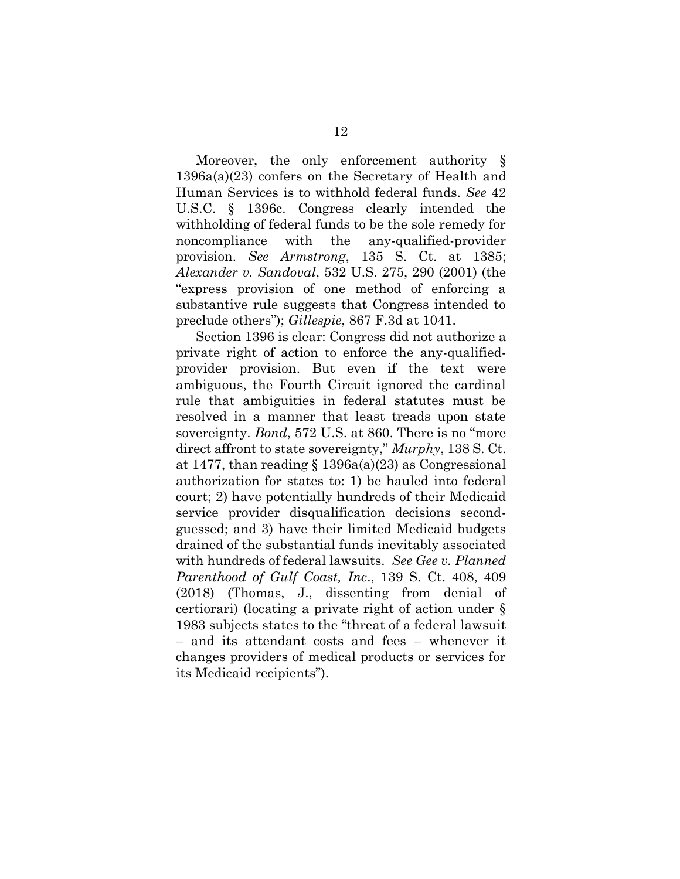Moreover, the only enforcement authority § 1396a(a)(23) confers on the Secretary of Health and Human Services is to withhold federal funds. *See* 42 U.S.C. § 1396c. Congress clearly intended the withholding of federal funds to be the sole remedy for noncompliance with the any-qualified-provider provision. *See Armstrong*, 135 S. Ct. at 1385; *Alexander v. Sandoval*, 532 U.S. 275, 290 (2001) (the "express provision of one method of enforcing a substantive rule suggests that Congress intended to preclude others"); *Gillespie*, 867 F.3d at 1041.

Section 1396 is clear: Congress did not authorize a private right of action to enforce the any-qualified-provider provision. But even if the text were ambiguous, the Fourth Circuit ignored the cardinal rule that ambiguities in federal statutes must be resolved in a manner that least treads upon state sovereignty. *Bond*, 572 U.S. at 860. There is no "more direct affront to state sovereignty," *Murphy*, 138 S. Ct. at 1477, than reading § 1396a(a)(23) as Congressional authorization for states to: 1) be hauled into federal court; 2) have potentially hundreds of their Medicaid service provider disqualification decisions second-guessed; and 3) have their limited Medicaid budgets drained of the substantial funds inevitably associated with hundreds of federal lawsuits. *See Gee v. Planned Parenthood of Gulf Coast, Inc*., 139 S. Ct. 408, 409 (2018) (Thomas, J., dissenting from denial of certiorari) (locating a private right of action under § 1983 subjects states to the "threat of a federal lawsuit – and its attendant costs and fees – whenever it changes providers of medical products or services for its Medicaid recipients").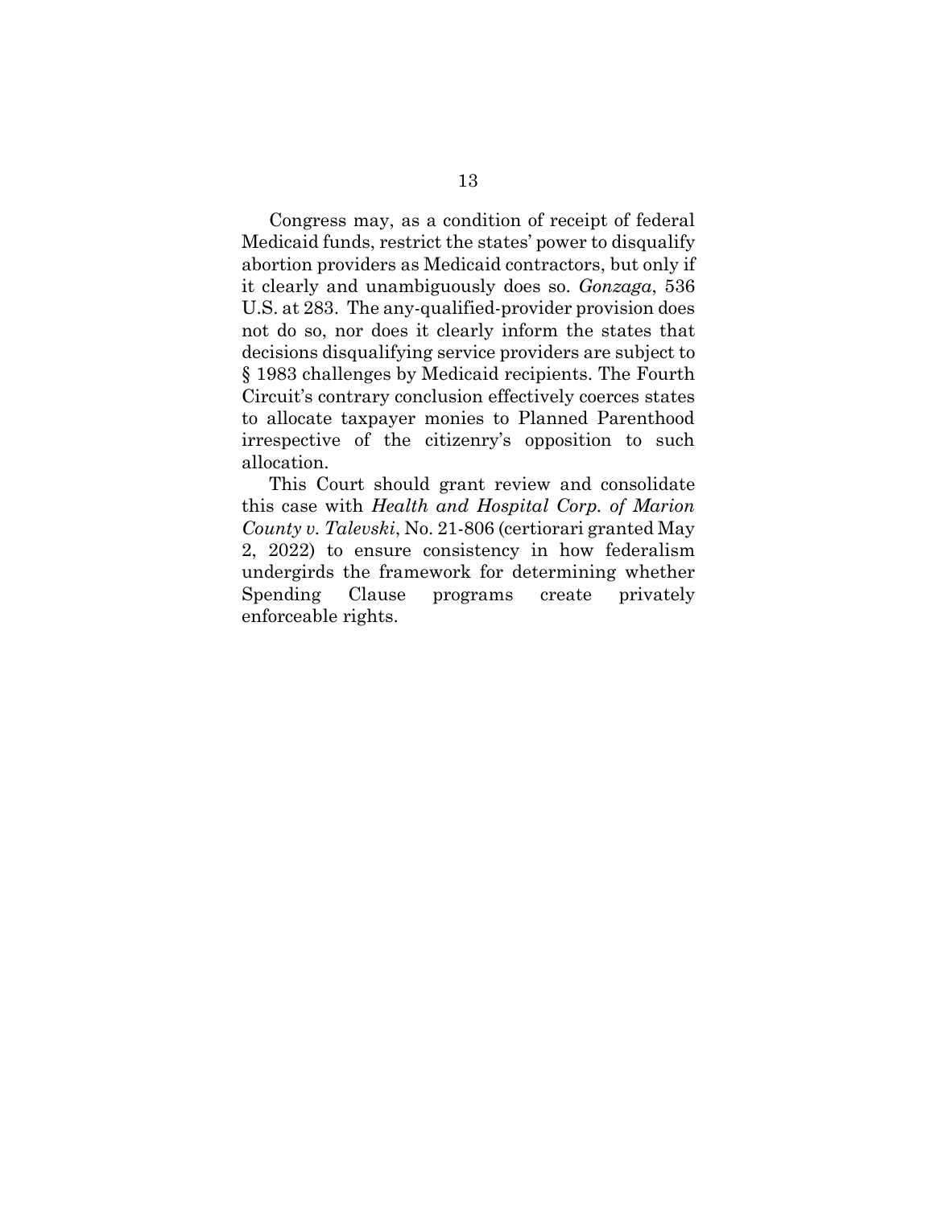Congress may, as a condition of receipt of federal Medicaid funds, restrict the states' power to disqualify abortion providers as Medicaid contractors, but only if it clearly and unambiguously does so. *Gonzaga*, 536 U.S. at 283. The any-qualified-provider provision does not do so, nor does it clearly inform the states that decisions disqualifying service providers are subject to § 1983 challenges by Medicaid recipients. The Fourth Circuit's contrary conclusion effectively coerces states to allocate taxpayer monies to Planned Parenthood irrespective of the citizenry's opposition to such allocation.

This Court should grant review and consolidate this case with *Health and Hospital Corp. of Marion County v. Talevski*, No. 21-806 (certiorari granted May 2, 2022) to ensure consistency in how federalism undergirds the framework for determining whether Spending Clause programs create privately enforceable rights.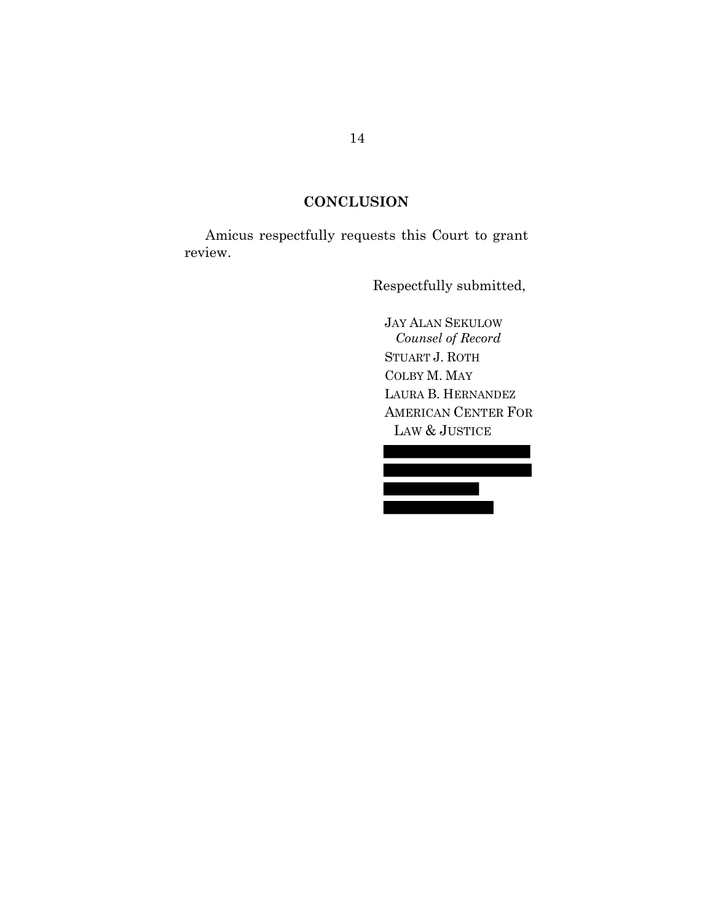## CONCLUSION

Amicus respectfully requests this Court to grant review.

Respectfully submitted,

JAY ALAN SEKULOW
*Counsel of Record*
STUART J. ROTH
COLBY M. MAY
LAURA B. HERNANDEZ
AMERICAN CENTER FOR LAW & JUSTICE